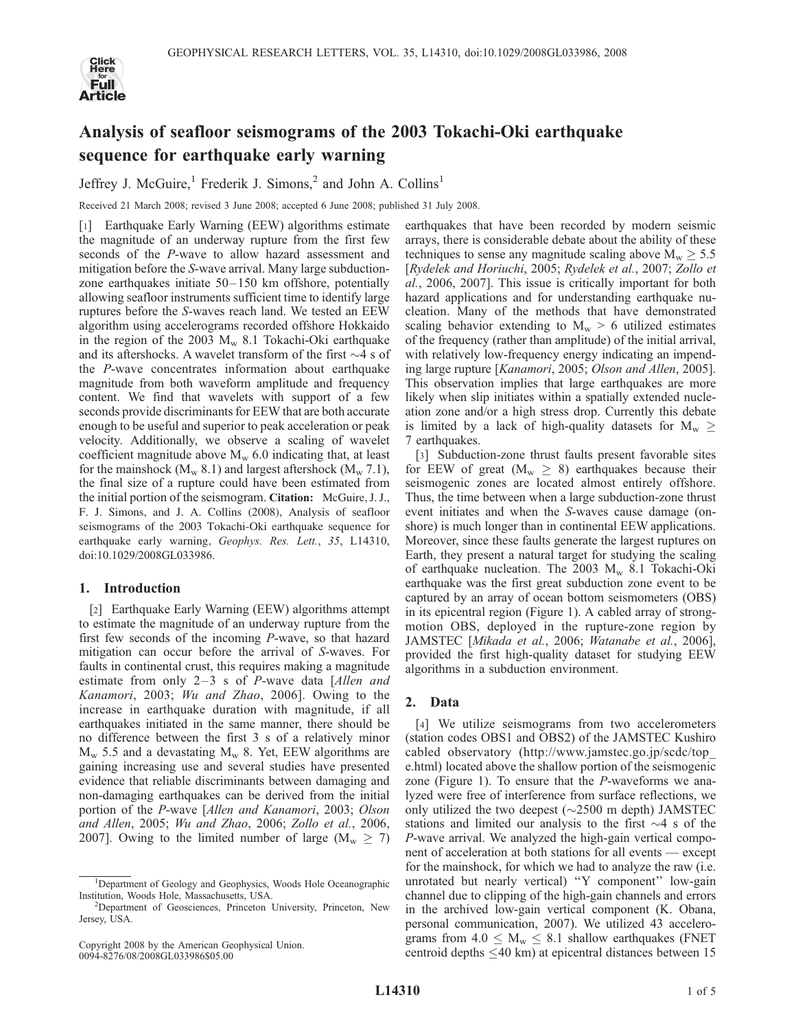# Analysis of seafloor seismograms of the 2003 Tokachi-Oki earthquake sequence for earthquake early warning

Jeffrey J. McGuire,[1] Frederik J. Simons,[2] and John A. Collins[1]

Received 21 March 2008; revised 3 June 2008; accepted 6 June 2008; published 31 July 2008.

[1] Earthquake Early Warning (EEW) algorithms estimate the magnitude of an underway rupture from the first few seconds of the *P*-wave to allow hazard assessment and mitigation before the *S*-wave arrival. Many large subduction-zone earthquakes initiate 50–150 km offshore, potentially allowing seafloor instruments sufficient time to identify large ruptures before the *S*-waves reach land. We tested an EEW algorithm using accelerograms recorded offshore Hokkaido in the region of the 2003 $M_w$ 8.1 Tokachi-Oki earthquake and its aftershocks. A wavelet transform of the first ~4 s of the *P*-wave concentrates information about earthquake magnitude from both waveform amplitude and frequency content. We find that wavelets with support of a few seconds provide discriminants for EEW that are both accurate enough to be useful and superior to peak acceleration or peak velocity. Additionally, we observe a scaling of wavelet coefficient magnitude above $M_w$ 6.0 indicating that, at least for the mainshock ($M_w$ 8.1) and largest aftershock ($M_w$ 7.1), the final size of a rupture could have been estimated from the initial portion of the seismogram. **Citation:** McGuire, J. J., F. J. Simons, and J. A. Collins (2008), Analysis of seafloor seismograms of the 2003 Tokachi-Oki earthquake sequence for earthquake early warning, *Geophys. Res. Lett.*, *35*, L14310, doi:10.1029/2008GL033986.

## 1. Introduction

[2] Earthquake Early Warning (EEW) algorithms attempt to estimate the magnitude of an underway rupture from the first few seconds of the incoming *P*-wave, so that hazard mitigation can occur before the arrival of *S*-waves. For faults in continental crust, this requires making a magnitude estimate from only 2–3 s of *P*-wave data [*Allen and Kanamori*, 2003; *Wu and Zhao*, 2006]. Owing to the increase in earthquake duration with magnitude, if all earthquakes initiated in the same manner, there should be no difference between the first 3 s of a relatively minor $M_w$ 5.5 and a devastating $M_w$ 8. Yet, EEW algorithms are gaining increasing use and several studies have presented evidence that reliable discriminants between damaging and non-damaging earthquakes can be derived from the initial portion of the *P*-wave [*Allen and Kanamori*, 2003; *Olson and Allen*, 2005; *Wu and Zhao*, 2006; *Zollo et al.*, 2006, 2007]. Owing to the limited number of large ($M_w \geq 7$) earthquakes that have been recorded by modern seismic arrays, there is considerable debate about the ability of these techniques to sense any magnitude scaling above $M_w \geq 5.5$ [*Rydelek and Horiuchi*, 2005; *Rydelek et al.*, 2007; *Zollo et al.*, 2006, 2007]. This issue is critically important for both hazard applications and for understanding earthquake nucleation. Many of the methods that have demonstrated scaling behavior extending to $M_w > 6$ utilized estimates of the frequency (rather than amplitude) of the initial arrival, with relatively low-frequency energy indicating an impending large rupture [*Kanamori*, 2005; *Olson and Allen*, 2005]. This observation implies that large earthquakes are more likely when slip initiates within a spatially extended nucleation zone and/or a high stress drop. Currently this debate is limited by a lack of high-quality datasets for $M_w \geq 7$ earthquakes.

[3] Subduction-zone thrust faults present favorable sites for EEW of great ($M_w \geq 8$) earthquakes because their seismogenic zones are located almost entirely offshore. Thus, the time between when a large subduction-zone thrust event initiates and when the *S*-waves cause damage (onshore) is much longer than in continental EEW applications. Moreover, since these faults generate the largest ruptures on Earth, they present a natural target for studying the scaling of earthquake nucleation. The 2003 $M_w$ 8.1 Tokachi-Oki earthquake was the first great subduction zone event to be captured by an array of ocean bottom seismometers (OBS) in its epicentral region (Figure 1). A cabled array of strong-motion OBS, deployed in the rupture-zone region by JAMSTEC [*Mikada et al.*, 2006; *Watanabe et al.*, 2006], provided the first high-quality dataset for studying EEW algorithms in a subduction environment.

## 2. Data

[4] We utilize seismograms from two accelerometers (station codes OBS1 and OBS2) of the JAMSTEC Kushiro cabled observatory (http://www.jamstec.go.jp/scdc/top_e.html) located above the shallow portion of the seismogenic zone (Figure 1). To ensure that the *P*-waveforms we analyzed were free of interference from surface reflections, we only utilized the two deepest (~2500 m depth) JAMSTEC stations and limited our analysis to the first ~4 s of the *P*-wave arrival. We analyzed the high-gain vertical component of acceleration at both stations for all events — except for the mainshock, for which we had to analyze the raw (i.e. unrotated but nearly vertical) ''Y component'' low-gain channel due to clipping of the high-gain channels and errors in the archived low-gain vertical component (K. Obana, personal communication, 2007). We utilized 43 accelerograms from $4.0 \leq M_w \leq 8.1$ shallow earthquakes (FNET centroid depths $\leq$40 km) at epicentral distances between 15

---

[1] Department of Geology and Geophysics, Woods Hole Oceanographic Institution, Woods Hole, Massachusetts, USA.

[2] Department of Geosciences, Princeton University, Princeton, New Jersey, USA.

Copyright 2008 by the American Geophysical Union.
0094-8276/08/2008GL033986$05.00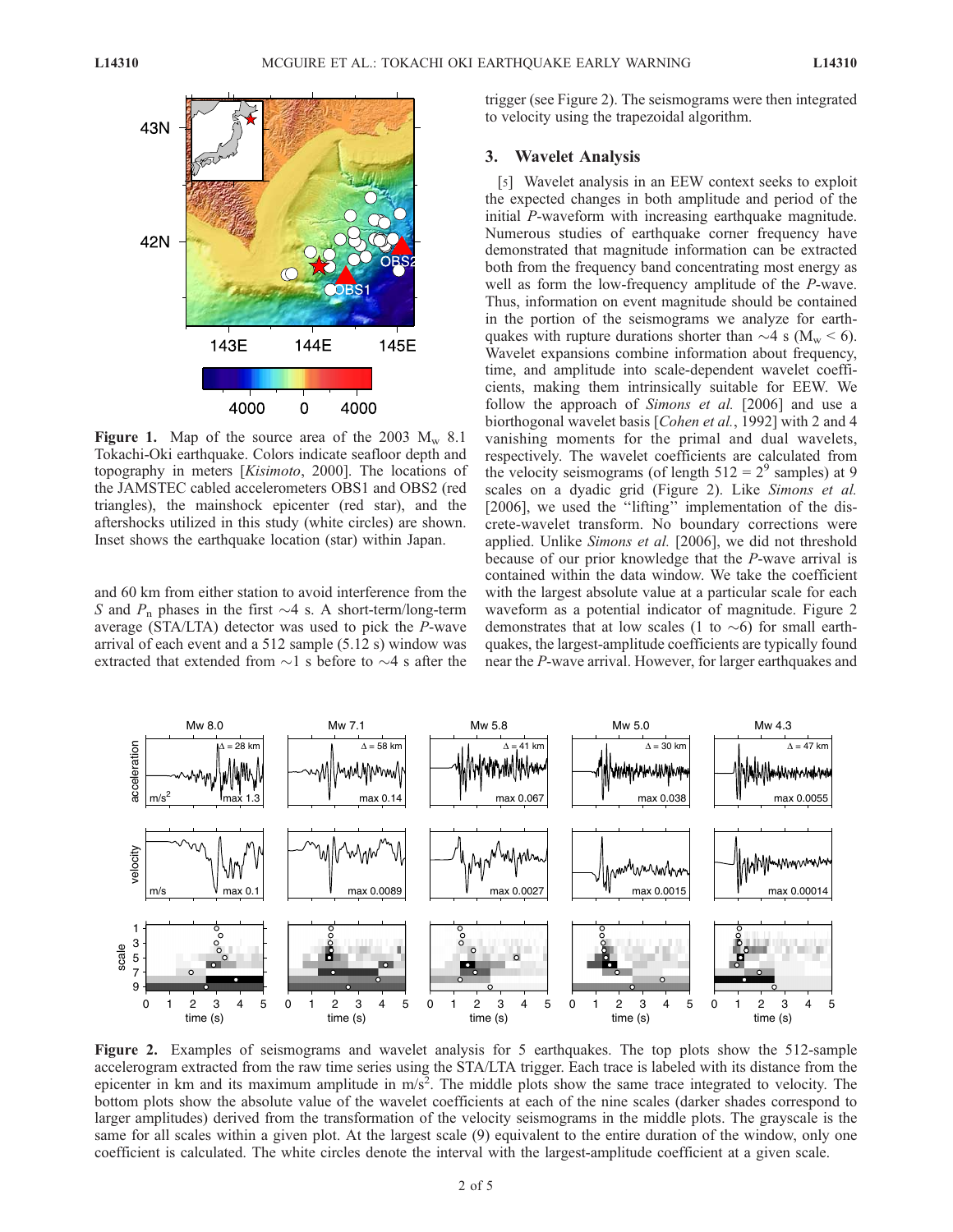**Figure 1.** Map of the source area of the 2003 $M_w$ 8.1 Tokachi-Oki earthquake. Colors indicate seafloor depth and topography in meters [*Kisimoto*, 2000]. The locations of the JAMSTEC cabled accelerometers OBS1 and OBS2 (red triangles), the mainshock epicenter (red star), and the aftershocks utilized in this study (white circles) are shown. Inset shows the earthquake location (star) within Japan.

and 60 km from either station to avoid interference from the $S$ and $P_n$ phases in the first ~4 s. A short-term/long-term average (STA/LTA) detector was used to pick the $P$-wave arrival of each event and a 512 sample (5.12 s) window was extracted that extended from ~1 s before to ~4 s after the trigger (see Figure 2). The seismograms were then integrated to velocity using the trapezoidal algorithm.

## 3. Wavelet Analysis

[5] Wavelet analysis in an EEW context seeks to exploit the expected changes in both amplitude and period of the initial $P$-waveform with increasing earthquake magnitude. Numerous studies of earthquake corner frequency have demonstrated that magnitude information can be extracted both from the frequency band concentrating most energy as well as form the low-frequency amplitude of the $P$-wave. Thus, information on event magnitude should be contained in the portion of the seismograms we analyze for earthquakes with rupture durations shorter than ~4 s ($M_w < 6$). Wavelet expansions combine information about frequency, time, and amplitude into scale-dependent wavelet coefficients, making them intrinsically suitable for EEW. We follow the approach of *Simons et al.* [2006] and use a biorthogonal wavelet basis [*Cohen et al.*, 1992] with 2 and 4 vanishing moments for the primal and dual wavelets, respectively. The wavelet coefficients are calculated from the velocity seismograms (of length $512 = 2^9$ samples) at 9 scales on a dyadic grid (Figure 2). Like *Simons et al.* [2006], we used the "lifting" implementation of the discrete-wavelet transform. No boundary corrections were applied. Unlike *Simons et al.* [2006], we did not threshold because of our prior knowledge that the $P$-wave arrival is contained within the data window. We take the coefficient with the largest absolute value at a particular scale for each waveform as a potential indicator of magnitude. Figure 2 demonstrates that at low scales (1 to ~6) for small earthquakes, the largest-amplitude coefficients are typically found near the $P$-wave arrival. However, for larger earthquakes and

**Figure 2.** Examples of seismograms and wavelet analysis for 5 earthquakes. The top plots show the 512-sample accelerogram extracted from the raw time series using the STA/LTA trigger. Each trace is labeled with its distance from the epicenter in km and its maximum amplitude in m/s$^2$. The middle plots show the same trace integrated to velocity. The bottom plots show the absolute value of the wavelet coefficients at each of the nine scales (darker shades correspond to larger amplitudes) derived from the transformation of the velocity seismograms in the middle plots. The grayscale is the same for all scales within a given plot. At the largest scale (9) equivalent to the entire duration of the window, only one coefficient is calculated. The white circles denote the interval with the largest-amplitude coefficient at a given scale.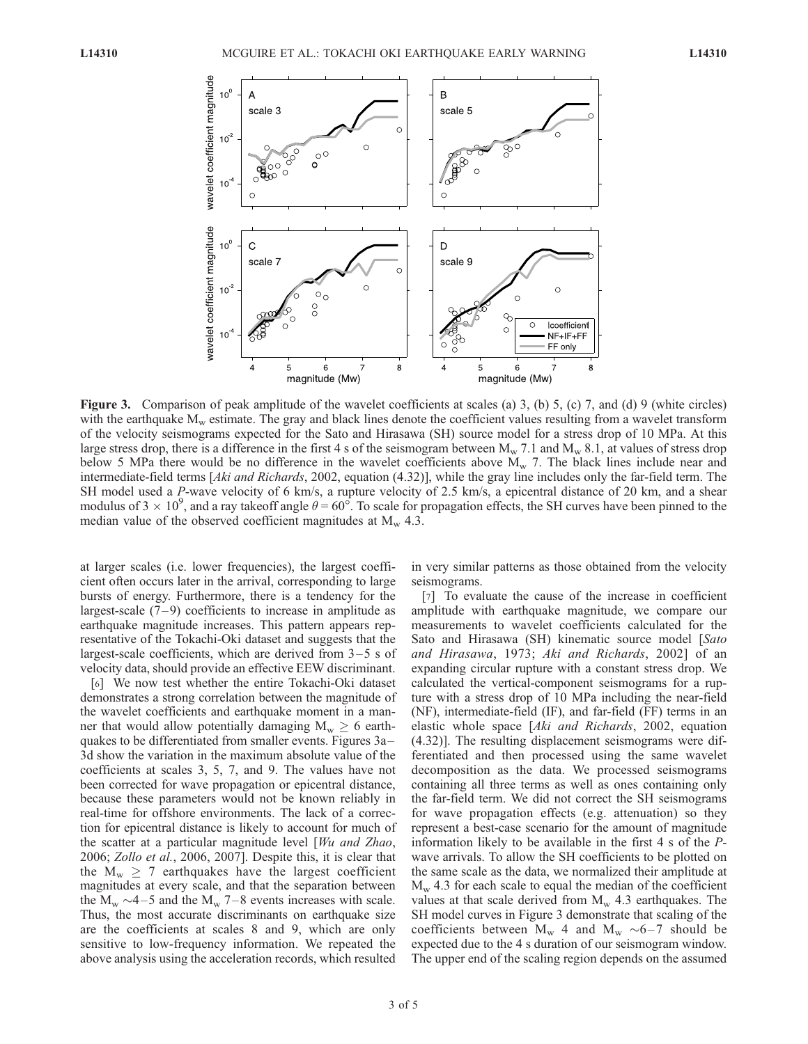**Figure 3.** Comparison of peak amplitude of the wavelet coefficients at scales (a) 3, (b) 5, (c) 7, and (d) 9 (white circles) with the earthquake $M_w$ estimate. The gray and black lines denote the coefficient values resulting from a wavelet transform of the velocity seismograms expected for the Sato and Hirasawa (SH) source model for a stress drop of 10 MPa. At this large stress drop, there is a difference in the first 4 s of the seismogram between $M_w$ 7.1 and $M_w$ 8.1, at values of stress drop below 5 MPa there would be no difference in the wavelet coefficients above $M_w$ 7. The black lines include near and intermediate-field terms [*Aki and Richards*, 2002, equation (4.32)], while the gray line includes only the far-field term. The SH model used a *P*-wave velocity of 6 km/s, a rupture velocity of 2.5 km/s, an epicentral distance of 20 km, and a shear modulus of $3 \times 10^9$, and a ray takeoff angle $\theta = 60°$. To scale for propagation effects, the SH curves have been pinned to the median value of the observed coefficient magnitudes at $M_w$ 4.3.

at larger scales (i.e. lower frequencies), the largest coefficient often occurs later in the arrival, corresponding to large bursts of energy. Furthermore, there is a tendency for the largest-scale (7–9) coefficients to increase in amplitude as earthquake magnitude increases. This pattern appears representative of the Tokachi-Oki dataset and suggests that the largest-scale coefficients, which are derived from 3–5 s of velocity data, should provide an effective EEW discriminant.

[6] We now test whether the entire Tokachi-Oki dataset demonstrates a strong correlation between the magnitude of the wavelet coefficients and earthquake moment in a manner that would allow potentially damaging $M_w \geq 6$ earthquakes to be differentiated from smaller events. Figures 3a–3d show the variation in the maximum absolute value of the coefficients at scales 3, 5, 7, and 9. The values have not been corrected for wave propagation or epicentral distance, because these parameters would not be known reliably in real-time for offshore environments. The lack of a correction for epicentral distance is likely to account for much of the scatter at a particular magnitude level [*Wu and Zhao*, 2006; *Zollo et al.*, 2006, 2007]. Despite this, it is clear that the $M_w \geq 7$ earthquakes have the largest coefficient magnitudes at every scale, and that the separation between the $M_w$ ~4–5 and the $M_w$ 7–8 events increases with scale. Thus, the most accurate discriminants on earthquake size are the coefficients at scales 8 and 9, which are only sensitive to low-frequency information. We repeated the above analysis using the acceleration records, which resulted in very similar patterns as those obtained from the velocity seismograms.

[7] To evaluate the cause of the increase in coefficient amplitude with earthquake magnitude, we compare our measurements to wavelet coefficients calculated for the Sato and Hirasawa (SH) kinematic source model [*Sato and Hirasawa*, 1973; *Aki and Richards*, 2002] of an expanding circular rupture with a constant stress drop. We calculated the vertical-component seismograms for a rupture with a stress drop of 10 MPa including the near-field (NF), intermediate-field (IF), and far-field (FF) terms in an elastic whole space [*Aki and Richards*, 2002, equation (4.32)]. The resulting displacement seismograms were differentiated and then processed using the same wavelet decomposition as the data. We processed seismograms containing all three terms as well as ones containing only the far-field term. We did not correct the SH seismograms for wave propagation effects (e.g. attenuation) so they represent a best-case scenario for the amount of magnitude information likely to be available in the first 4 s of the *P*-wave arrivals. To allow the SH coefficients to be plotted on the same scale as the data, we normalized their amplitude at $M_w$ 4.3 for each scale to equal the median of the coefficient values at that scale derived from $M_w$ 4.3 earthquakes. The SH model curves in Figure 3 demonstrate that scaling of the coefficients between $M_w$ 4 and $M_w$ ~6–7 should be expected due to the 4 s duration of our seismogram window. The upper end of the scaling region depends on the assumed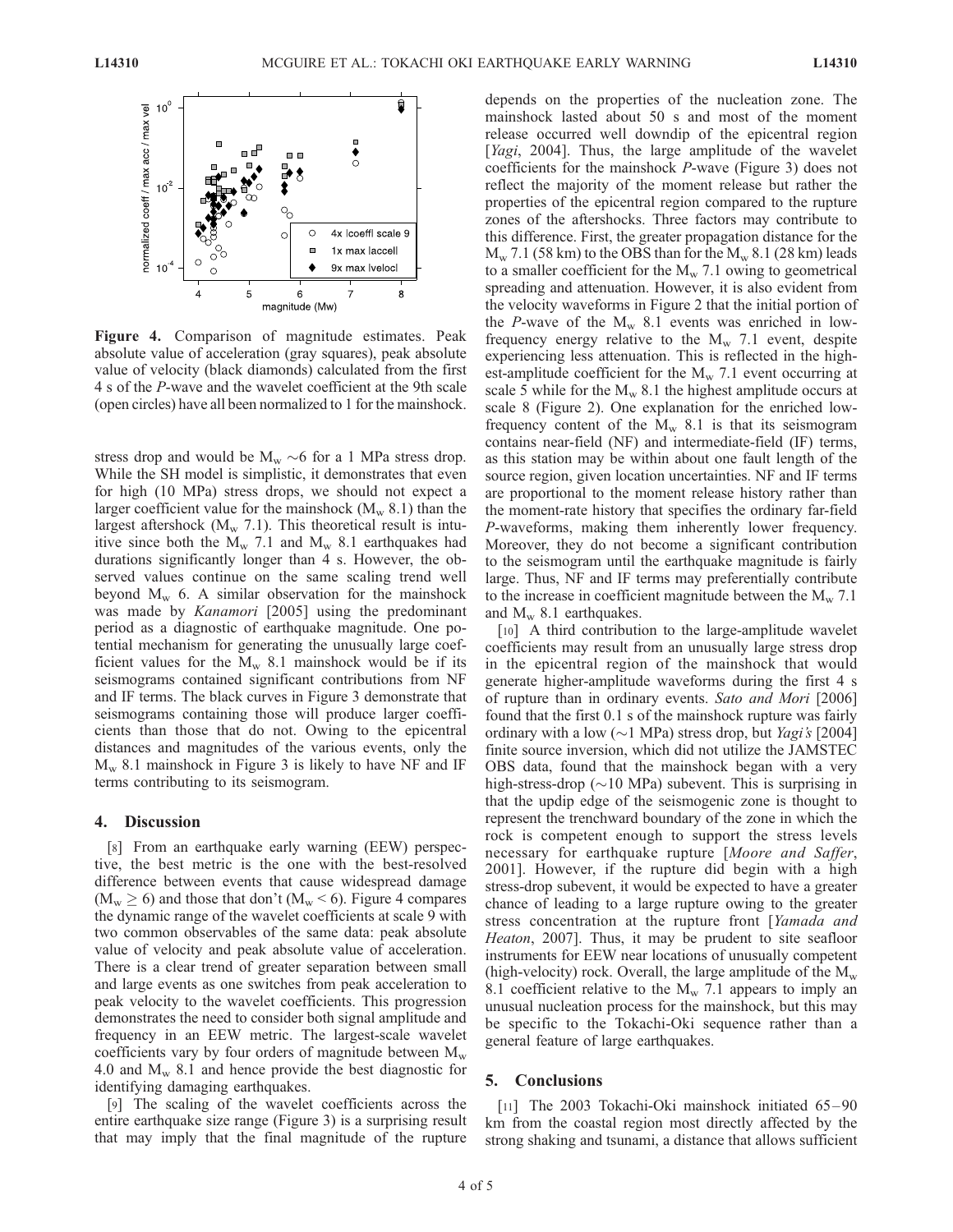**Figure 4.** Comparison of magnitude estimates. Peak absolute value of acceleration (gray squares), peak absolute value of velocity (black diamonds) calculated from the first 4 s of the *P*-wave and the wavelet coefficient at the 9th scale (open circles) have all been normalized to 1 for the mainshock.

stress drop and would be $M_w \sim 6$ for a 1 MPa stress drop. While the SH model is simplistic, it demonstrates that even for high (10 MPa) stress drops, we should not expect a larger coefficient value for the mainshock ($M_w$ 8.1) than the largest aftershock ($M_w$ 7.1). This theoretical result is intuitive since both the $M_w$ 7.1 and $M_w$ 8.1 earthquakes had durations significantly longer than 4 s. However, the observed values continue on the same scaling trend well beyond $M_w$ 6. A similar observation for the mainshock was made by *Kanamori* [2005] using the predominant period as a diagnostic of earthquake magnitude. One potential mechanism for generating the unusually large coefficient values for the $M_w$ 8.1 mainshock would be if its seismograms contained significant contributions from NF and IF terms. The black curves in Figure 3 demonstrate that seismograms containing those will produce larger coefficients than those that do not. Owing to the epicentral distances and magnitudes of the various events, only the $M_w$ 8.1 mainshock in Figure 3 is likely to have NF and IF terms contributing to its seismogram.

## 4. Discussion

[8] From an earthquake early warning (EEW) perspective, the best metric is the one with the best-resolved difference between events that cause widespread damage ($M_w \geq 6$) and those that don't ($M_w < 6$). Figure 4 compares the dynamic range of the wavelet coefficients at scale 9 with two common observables of the same data: peak absolute value of velocity and peak absolute value of acceleration. There is a clear trend of greater separation between small and large events as one switches from peak acceleration to peak velocity to the wavelet coefficients. This progression demonstrates the need to consider both signal amplitude and frequency in an EEW metric. The largest-scale wavelet coefficients vary by four orders of magnitude between $M_w$ 4.0 and $M_w$ 8.1 and hence provide the best diagnostic for identifying damaging earthquakes.

[9] The scaling of the wavelet coefficients across the entire earthquake size range (Figure 3) is a surprising result that may imply that the final magnitude of the rupture depends on the properties of the nucleation zone. The mainshock lasted about 50 s and most of the moment release occurred well downdip of the epicentral region [*Yagi*, 2004]. Thus, the large amplitude of the wavelet coefficients for the mainshock *P*-wave (Figure 3) does not reflect the majority of the moment release but rather the properties of the epicentral region compared to the rupture zones of the aftershocks. Three factors may contribute to this difference. First, the greater propagation distance for the $M_w$ 7.1 (58 km) to the OBS than for the $M_w$ 8.1 (28 km) leads to a smaller coefficient for the $M_w$ 7.1 owing to geometrical spreading and attenuation. However, it is also evident from the velocity waveforms in Figure 2 that the initial portion of the *P*-wave of the $M_w$ 8.1 events was enriched in low-frequency energy relative to the $M_w$ 7.1 event, despite experiencing less attenuation. This is reflected in the highest-amplitude coefficient for the $M_w$ 7.1 event occurring at scale 5 while for the $M_w$ 8.1 the highest amplitude occurs at scale 8 (Figure 2). One explanation for the enriched low-frequency content of the $M_w$ 8.1 is that its seismogram contains near-field (NF) and intermediate-field (IF) terms, as this station may be within about one fault length of the source region, given location uncertainties. NF and IF terms are proportional to the moment release history rather than the moment-rate history that specifies the ordinary far-field *P*-waveforms, making them inherently lower frequency. Moreover, they do not become a significant contribution to the seismogram until the earthquake magnitude is fairly large. Thus, NF and IF terms may preferentially contribute to the increase in coefficient magnitude between the $M_w$ 7.1 and $M_w$ 8.1 earthquakes.

[10] A third contribution to the large-amplitude wavelet coefficients may result from an unusually large stress drop in the epicentral region of the mainshock that would generate higher-amplitude waveforms during the first 4 s of rupture than in ordinary events. *Sato and Mori* [2006] found that the first 0.1 s of the mainshock rupture was fairly ordinary with a low (~1 MPa) stress drop, but *Yagi's* [2004] finite source inversion, which did not utilize the JAMSTEC OBS data, found that the mainshock began with a very high-stress-drop (~10 MPa) subevent. This is surprising in that the updip edge of the seismogenic zone is thought to represent the trenchward boundary of the zone in which the rock is competent enough to support the stress levels necessary for earthquake rupture [*Moore and Saffer*, 2001]. However, if the rupture did begin with a high stress-drop subevent, it would be expected to have a greater chance of leading to a large rupture owing to the greater stress concentration at the rupture front [*Yamada and Heaton*, 2007]. Thus, it may be prudent to site seafloor instruments for EEW near locations of unusually competent (high-velocity) rock. Overall, the large amplitude of the $M_w$ 8.1 coefficient relative to the $M_w$ 7.1 appears to imply an unusual nucleation process for the mainshock, but this may be specific to the Tokachi-Oki sequence rather than a general feature of large earthquakes.

## 5. Conclusions

[11] The 2003 Tokachi-Oki mainshock initiated 65–90 km from the coastal region most directly affected by the strong shaking and tsunami, a distance that allows sufficient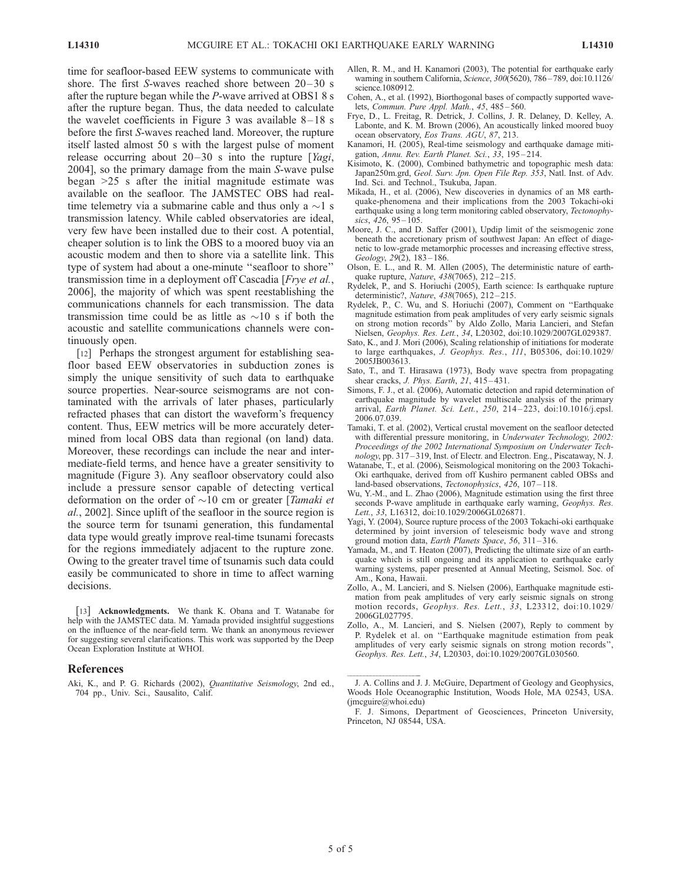time for seafloor-based EEW systems to communicate with shore. The first *S*-waves reached shore between 20–30 s after the rupture began while the *P*-wave arrived at OBS1 8 s after the rupture began. Thus, the data needed to calculate the wavelet coefficients in Figure 3 was available 8–18 s before the first *S*-waves reached land. Moreover, the rupture itself lasted almost 50 s with the largest pulse of moment release occurring about 20–30 s into the rupture [*Yagi*, 2004], so the primary damage from the main *S*-wave pulse began >25 s after the initial magnitude estimate was available on the seafloor. The JAMSTEC OBS had real-time telemetry via a submarine cable and thus only a ~1 s transmission latency. While cabled observatories are ideal, very few have been installed due to their cost. A potential, cheaper solution is to link the OBS to a moored buoy via an acoustic modem and then to shore via a satellite link. This type of system had about a one-minute "seafloor to shore" transmission time in a deployment off Cascadia [*Frye et al.*, 2006], the majority of which was spent reestablishing the communications channels for each transmission. The data transmission time could be as little as ~10 s if both the acoustic and satellite communications channels were continuously open.

[12] Perhaps the strongest argument for establishing seafloor based EEW observatories in subduction zones is simply the unique sensitivity of such data to earthquake source properties. Near-source seismograms are not contaminated with the arrivals of later phases, particularly refracted phases that can distort the waveform's frequency content. Thus, EEW metrics will be more accurately determined from local OBS data than regional (on land) data. Moreover, these recordings can include the near and intermediate-field terms, and hence have a greater sensitivity to magnitude (Figure 3). Any seafloor observatory could also include a pressure sensor capable of detecting vertical deformation on the order of ~10 cm or greater [*Tamaki et al.*, 2002]. Since uplift of the seafloor in the source region is the source term for tsunami generation, this fundamental data type would greatly improve real-time tsunami forecasts for the regions immediately adjacent to the rupture zone. Owing to the greater travel time of tsunamis such data could easily be communicated to shore in time to affect warning decisions.

[13] **Acknowledgments.** We thank K. Obana and T. Watanabe for help with the JAMSTEC data. M. Yamada provided insightful suggestions on the influence of the near-field term. We thank an anonymous reviewer for suggesting several clarifications. This work was supported by the Deep Ocean Exploration Institute at WHOI.

## References

Aki, K., and P. G. Richards (2002), *Quantitative Seismology*, 2nd ed., 704 pp., Univ. Sci., Sausalito, Calif.

Allen, R. M., and H. Kanamori (2003), The potential for earthquake early warning in southern California, *Science*, *300*(5620), 786–789, doi:10.1126/science.1080912.

Cohen, A., et al. (1992), Biorthogonal bases of compactly supported wavelets, *Commun. Pure Appl. Math.*, *45*, 485–560.

Frye, D., L. Freitag, R. Detrick, J. Collins, J. R. Delaney, D. Kelley, A. Labonte, and K. M. Brown (2006), An acoustically linked moored buoy ocean observatory, *Eos Trans. AGU*, *87*, 213.

Kanamori, H. (2005), Real-time seismology and earthquake damage mitigation, *Annu. Rev. Earth Planet. Sci.*, *33*, 195–214.

Kisimoto, K. (2000), Combined bathymetric and topographic mesh data: Japan250m.grd, *Geol. Surv. Jpn. Open File Rep. 353*, Natl. Inst. of Adv. Ind. Sci. and Technol., Tsukuba, Japan.

Mikada, H., et al. (2006), New discoveries in dynamics of an M8 earthquake-phenomena and their implications from the 2003 Tokachi-oki earthquake using a long term monitoring cabled observatory, *Tectonophysics*, *426*, 95–105.

Moore, J. C., and D. Saffer (2001), Updip limit of the seismogenic zone beneath the accretionary prism of southwest Japan: An effect of diagenetic to low-grade metamorphic processes and increasing effective stress, *Geology*, *29*(2), 183–186.

Olson, E. L., and R. M. Allen (2005), The deterministic nature of earthquake rupture, *Nature*, *438*(7065), 212–215.

Rydelek, P., and S. Horiuchi (2005), Earth science: Is earthquake rupture deterministic?, *Nature*, *438*(7065), 212–215.

Rydelek, P., C. Wu, and S. Horiuchi (2007), Comment on "Earthquake magnitude estimation from peak amplitudes of very early seismic signals on strong motion records" by Aldo Zollo, Maria Lancieri, and Stefan Nielsen, *Geophys. Res. Lett.*, *34*, L20302, doi:10.1029/2007GL029387.

Sato, K., and J. Mori (2006), Scaling relationship of initiations for moderate to large earthquakes, *J. Geophys. Res.*, *111*, B05306, doi:10.1029/2005JB003613.

Sato, T., and T. Hirasawa (1973), Body wave spectra from propagating shear cracks, *J. Phys. Earth*, *21*, 415–431.

Simons, F. J., et al. (2006), Automatic detection and rapid determination of earthquake magnitude by wavelet multiscale analysis of the primary arrival, *Earth Planet. Sci. Lett.*, *250*, 214–223, doi:10.1016/j.epsl.2006.07.039.

Tamaki, T. et al. (2002), Vertical crustal movement on the seafloor detected with differential pressure monitoring, in *Underwater Technology, 2002: Proceedings of the 2002 International Symposium on Underwater Technology*, pp. 317–319, Inst. of Electr. and Electron. Eng., Piscataway, N. J.

Watanabe, T., et al. (2006), Seismological monitoring on the 2003 Tokachi-Oki earthquake, derived from off Kushiro permanent cabled OBSs and land-based observations, *Tectonophysics*, *426*, 107–118.

Wu, Y.-M., and L. Zhao (2006), Magnitude estimation using the first three seconds P-wave amplitude in earthquake early warning, *Geophys. Res. Lett.*, *33*, L16312, doi:10.1029/2006GL026871.

Yagi, Y. (2004), Source rupture process of the 2003 Tokachi-oki earthquake determined by joint inversion of teleseismic body wave and strong ground motion data, *Earth Planets Space*, *56*, 311–316.

Yamada, M., and T. Heaton (2007), Predicting the ultimate size of an earthquake which is still ongoing and its application to earthquake early warning systems, paper presented at Annual Meeting, Seismol. Soc. of Am., Kona, Hawaii.

Zollo, A., M. Lancieri, and S. Nielsen (2006), Earthquake magnitude estimation from peak amplitudes of very early seismic signals on strong motion records, *Geophys. Res. Lett.*, *33*, L23312, doi:10.1029/2006GL027795.

Zollo, A., M. Lancieri, and S. Nielsen (2007), Reply to comment by P. Rydelek et al. on "Earthquake magnitude estimation from peak amplitudes of very early seismic signals on strong motion records", *Geophys. Res. Lett.*, *34*, L20303, doi:10.1029/2007GL030560.

---

J. A. Collins and J. J. McGuire, Department of Geology and Geophysics, Woods Hole Oceanographic Institution, Woods Hole, MA 02543, USA. (jmcguire@whoi.edu)

F. J. Simons, Department of Geosciences, Princeton University, Princeton, NJ 08544, USA.